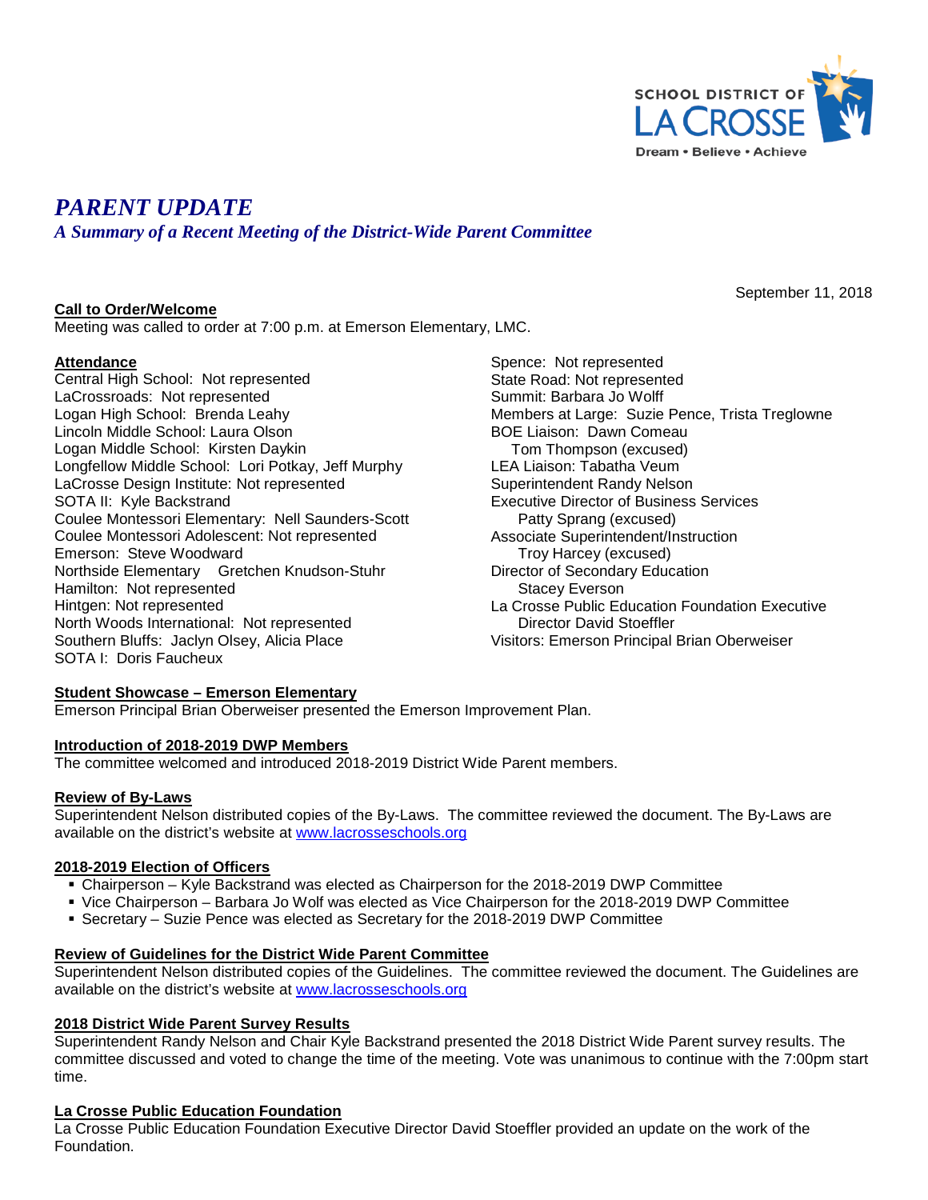SCHOOL DISTRICT OF LA CROSSE
Dream • Believe • Achieve

# *PARENT UPDATE*

## *A Summary of a Recent Meeting of the District-Wide Parent Committee*

September 11, 2018

**Call to Order/Welcome**

Meeting was called to order at 7:00 p.m. at Emerson Elementary, LMC.

**Attendance**

Central High School: Not represented
LaCrossroads: Not represented
Logan High School: Brenda Leahy
Lincoln Middle School: Laura Olson
Logan Middle School: Kirsten Daykin
Longfellow Middle School: Lori Potkay, Jeff Murphy
LaCrosse Design Institute: Not represented
SOTA II: Kyle Backstrand
Coulee Montessori Elementary: Nell Saunders-Scott
Coulee Montessori Adolescent: Not represented
Emerson: Steve Woodward
Northside Elementary Gretchen Knudson-Stuhr
Hamilton: Not represented
Hintgen: Not represented
North Woods International: Not represented
Southern Bluffs: Jaclyn Olsey, Alicia Place
SOTA I: Doris Faucheux
Spence: Not represented
State Road: Not represented
Summit: Barbara Jo Wolff
Members at Large: Suzie Pence, Trista Treglowne
BOE Liaison: Dawn Comeau
Tom Thompson (excused)
LEA Liaison: Tabatha Veum
Superintendent Randy Nelson
Executive Director of Business Services
Patty Sprang (excused)
Associate Superintendent/Instruction
Troy Harcey (excused)
Director of Secondary Education
Stacey Everson
La Crosse Public Education Foundation Executive
Director David Stoeffler
Visitors: Emerson Principal Brian Oberweiser

**Student Showcase – Emerson Elementary**

Emerson Principal Brian Oberweiser presented the Emerson Improvement Plan.

**Introduction of 2018-2019 DWP Members**

The committee welcomed and introduced 2018-2019 District Wide Parent members.

**Review of By-Laws**

Superintendent Nelson distributed copies of the By-Laws. The committee reviewed the document. The By-Laws are available on the district's website at www.lacrosseschools.org

**2018-2019 Election of Officers**

- Chairperson – Kyle Backstrand was elected as Chairperson for the 2018-2019 DWP Committee
- Vice Chairperson – Barbara Jo Wolf was elected as Vice Chairperson for the 2018-2019 DWP Committee
- Secretary – Suzie Pence was elected as Secretary for the 2018-2019 DWP Committee

**Review of Guidelines for the District Wide Parent Committee**

Superintendent Nelson distributed copies of the Guidelines. The committee reviewed the document. The Guidelines are available on the district's website at www.lacrosseschools.org

**2018 District Wide Parent Survey Results**

Superintendent Randy Nelson and Chair Kyle Backstrand presented the 2018 District Wide Parent survey results. The committee discussed and voted to change the time of the meeting. Vote was unanimous to continue with the 7:00pm start time.

**La Crosse Public Education Foundation**

La Crosse Public Education Foundation Executive Director David Stoeffler provided an update on the work of the Foundation.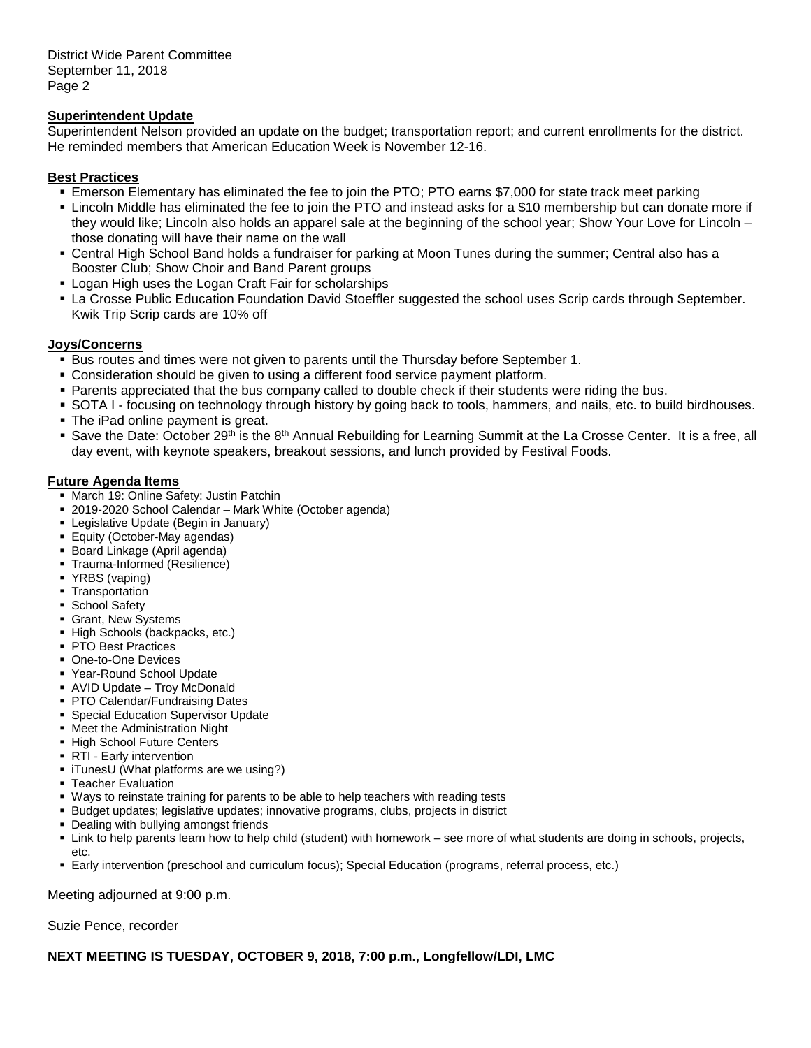## Superintendent Update

Superintendent Nelson provided an update on the budget; transportation report; and current enrollments for the district. He reminded members that American Education Week is November 12-16.

## Best Practices

- Emerson Elementary has eliminated the fee to join the PTO; PTO earns $7,000 for state track meet parking
- Lincoln Middle has eliminated the fee to join the PTO and instead asks for a $10 membership but can donate more if they would like; Lincoln also holds an apparel sale at the beginning of the school year; Show Your Love for Lincoln – those donating will have their name on the wall
- Central High School Band holds a fundraiser for parking at Moon Tunes during the summer; Central also has a Booster Club; Show Choir and Band Parent groups
- Logan High uses the Logan Craft Fair for scholarships
- La Crosse Public Education Foundation David Stoeffler suggested the school uses Scrip cards through September. Kwik Trip Scrip cards are 10% off

## Joys/Concerns

- Bus routes and times were not given to parents until the Thursday before September 1.
- Consideration should be given to using a different food service payment platform.
- Parents appreciated that the bus company called to double check if their students were riding the bus.
- SOTA I - focusing on technology through history by going back to tools, hammers, and nails, etc. to build birdhouses.
- The iPad online payment is great.
- Save the Date: October 29th is the 8th Annual Rebuilding for Learning Summit at the La Crosse Center. It is a free, all day event, with keynote speakers, breakout sessions, and lunch provided by Festival Foods.

## Future Agenda Items

- March 19: Online Safety: Justin Patchin
- 2019-2020 School Calendar – Mark White (October agenda)
- Legislative Update (Begin in January)
- Equity (October-May agendas)
- Board Linkage (April agenda)
- Trauma-Informed (Resilience)
- YRBS (vaping)
- Transportation
- School Safety
- Grant, New Systems
- High Schools (backpacks, etc.)
- PTO Best Practices
- One-to-One Devices
- Year-Round School Update
- AVID Update – Troy McDonald
- PTO Calendar/Fundraising Dates
- Special Education Supervisor Update
- Meet the Administration Night
- High School Future Centers
- RTI - Early intervention
- iTunesU (What platforms are we using?)
- Teacher Evaluation
- Ways to reinstate training for parents to be able to help teachers with reading tests
- Budget updates; legislative updates; innovative programs, clubs, projects in district
- Dealing with bullying amongst friends
- Link to help parents learn how to help child (student) with homework – see more of what students are doing in schools, projects, etc.
- Early intervention (preschool and curriculum focus); Special Education (programs, referral process, etc.)

Meeting adjourned at 9:00 p.m.

Suzie Pence, recorder

**NEXT MEETING IS TUESDAY, OCTOBER 9, 2018, 7:00 p.m., Longfellow/LDI, LMC**